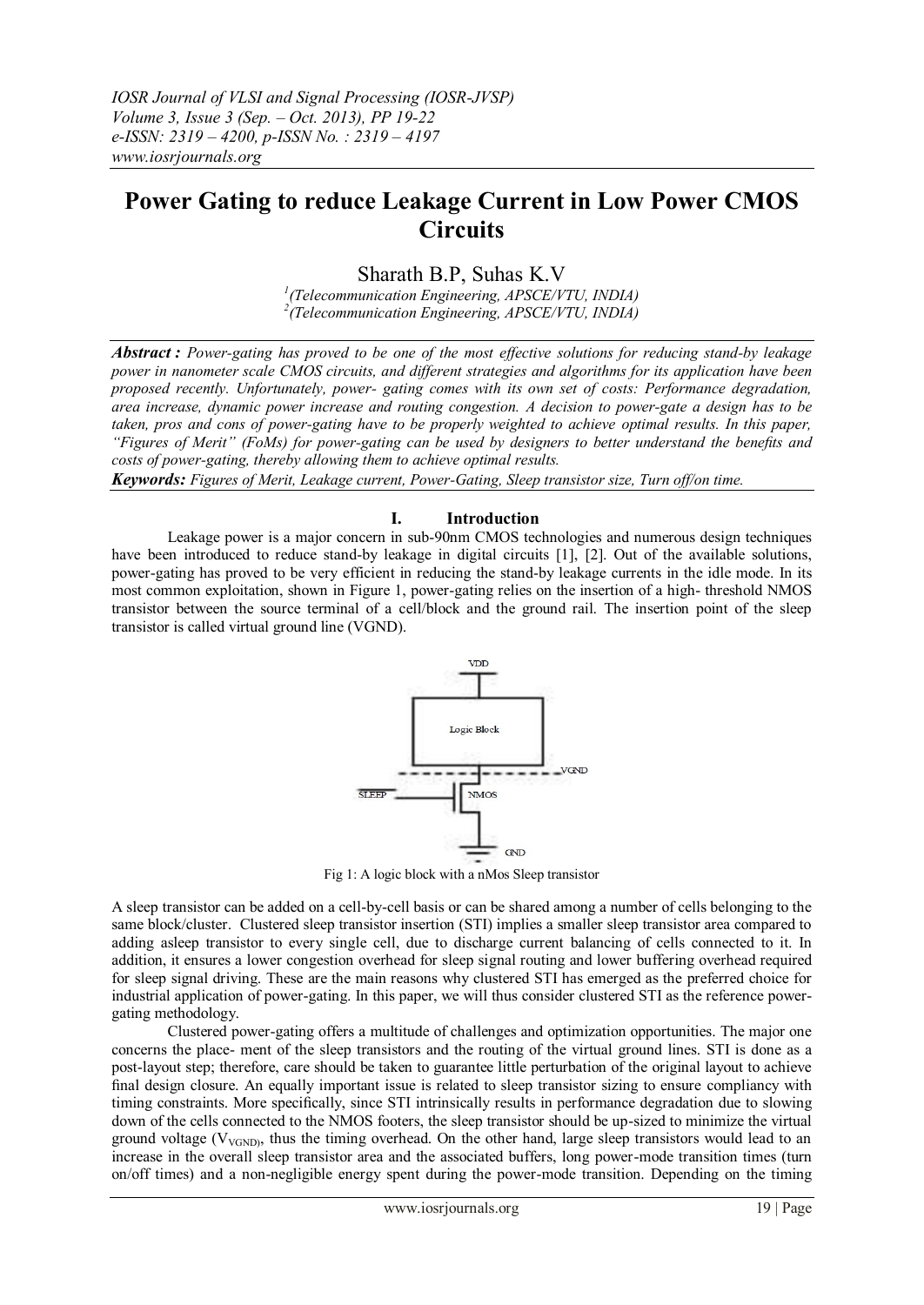# Power Gating to reduce Leakage Current in Low Power CMOS Circuits

Sharath B.P, Suhas K.V

[1](Telecommunication Engineering, APSCE/VTU, INDIA)
[2](Telecommunication Engineering, APSCE/VTU, INDIA)

***Abstract :*** *Power-gating has proved to be one of the most effective solutions for reducing stand-by leakage power in nanometer scale CMOS circuits, and different strategies and algorithms for its application have been proposed recently. Unfortunately, power- gating comes with its own set of costs: Performance degradation, area increase, dynamic power increase and routing congestion. A decision to power-gate a design has to be taken, pros and cons of power-gating have to be properly weighted to achieve optimal results. In this paper, "Figures of Merit" (FoMs) for power-gating can be used by designers to better understand the benefits and costs of power-gating, thereby allowing them to achieve optimal results.*

***Keywords:*** *Figures of Merit, Leakage current, Power-Gating, Sleep transistor size, Turn off/on time.*

## I. Introduction

Leakage power is a major concern in sub-90nm CMOS technologies and numerous design techniques have been introduced to reduce stand-by leakage in digital circuits [1], [2]. Out of the available solutions, power-gating has proved to be very efficient in reducing the stand-by leakage currents in the idle mode. In its most common exploitation, shown in Figure 1, power-gating relies on the insertion of a high- threshold NMOS transistor between the source terminal of a cell/block and the ground rail. The insertion point of the sleep transistor is called virtual ground line (VGND).

Fig 1: A logic block with a nMos Sleep transistor

A sleep transistor can be added on a cell-by-cell basis or can be shared among a number of cells belonging to the same block/cluster. Clustered sleep transistor insertion (STI) implies a smaller sleep transistor area compared to adding asleep transistor to every single cell, due to discharge current balancing of cells connected to it. In addition, it ensures a lower congestion overhead for sleep signal routing and lower buffering overhead required for sleep signal driving. These are the main reasons why clustered STI has emerged as the preferred choice for industrial application of power-gating. In this paper, we will thus consider clustered STI as the reference power-gating methodology.

Clustered power-gating offers a multitude of challenges and optimization opportunities. The major one concerns the place- ment of the sleep transistors and the routing of the virtual ground lines. STI is done as a post-layout step; therefore, care should be taken to guarantee little perturbation of the original layout to achieve final design closure. An equally important issue is related to sleep transistor sizing to ensure compliancy with timing constraints. More specifically, since STI intrinsically results in performance degradation due to slowing down of the cells connected to the NMOS footers, the sleep transistor should be up-sized to minimize the virtual ground voltage ($V_{VGND}$), thus the timing overhead. On the other hand, large sleep transistors would lead to an increase in the overall sleep transistor area and the associated buffers, long power-mode transition times (turn on/off times) and a non-negligible energy spent during the power-mode transition. Depending on the timing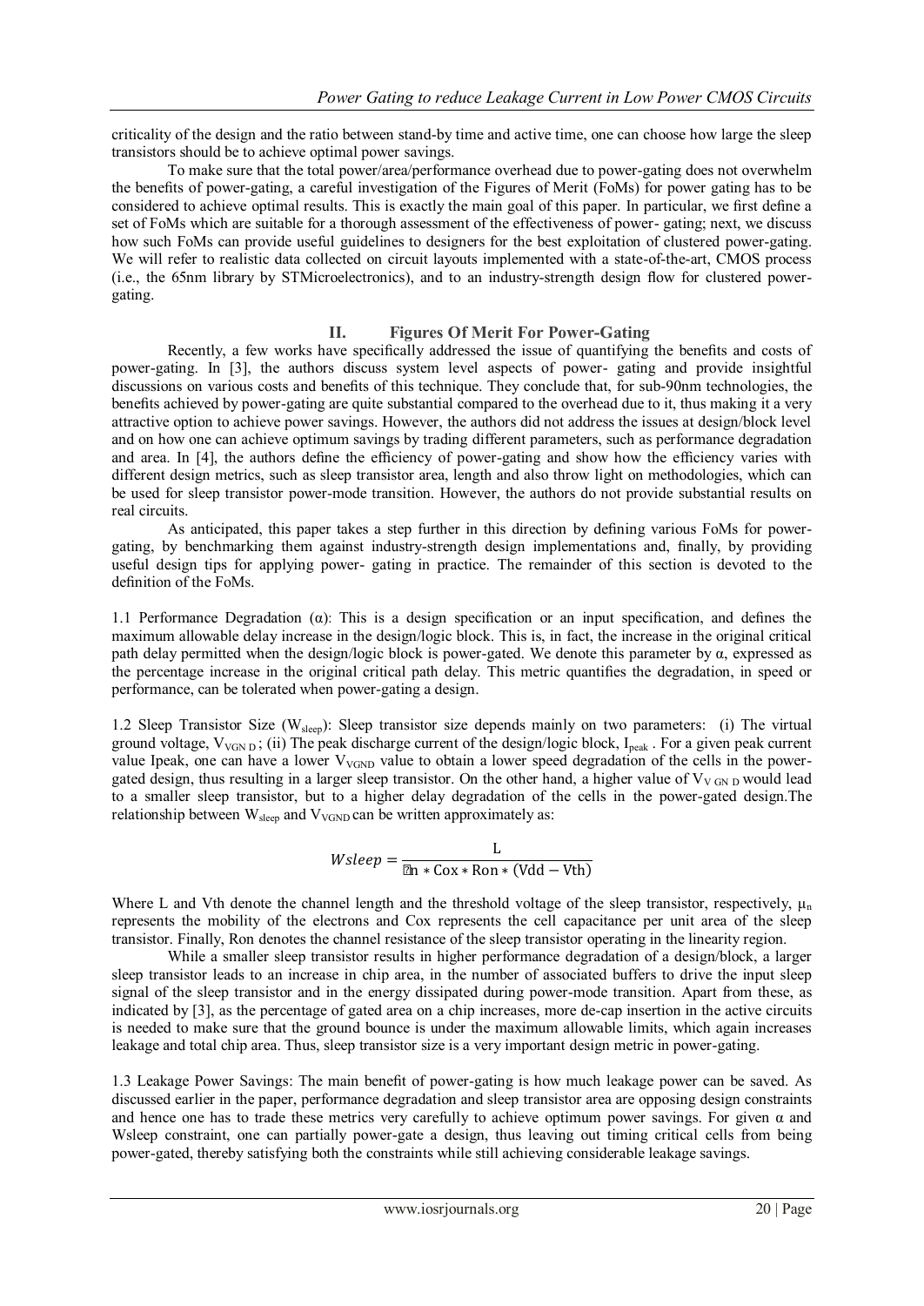criticality of the design and the ratio between stand-by time and active time, one can choose how large the sleep transistors should be to achieve optimal power savings.

To make sure that the total power/area/performance overhead due to power-gating does not overwhelm the benefits of power-gating, a careful investigation of the Figures of Merit (FoMs) for power gating has to be considered to achieve optimal results. This is exactly the main goal of this paper. In particular, we first define a set of FoMs which are suitable for a thorough assessment of the effectiveness of power- gating; next, we discuss how such FoMs can provide useful guidelines to designers for the best exploitation of clustered power-gating. We will refer to realistic data collected on circuit layouts implemented with a state-of-the-art, CMOS process (i.e., the 65nm library by STMicroelectronics), and to an industry-strength design flow for clustered power-gating.

## II. Figures Of Merit For Power-Gating

Recently, a few works have specifically addressed the issue of quantifying the benefits and costs of power-gating. In [3], the authors discuss system level aspects of power- gating and provide insightful discussions on various costs and benefits of this technique. They conclude that, for sub-90nm technologies, the benefits achieved by power-gating are quite substantial compared to the overhead due to it, thus making it a very attractive option to achieve power savings. However, the authors did not address the issues at design/block level and on how one can achieve optimum savings by trading different parameters, such as performance degradation and area. In [4], the authors define the efficiency of power-gating and show how the efficiency varies with different design metrics, such as sleep transistor area, length and also throw light on methodologies, which can be used for sleep transistor power-mode transition. However, the authors do not provide substantial results on real circuits.

As anticipated, this paper takes a step further in this direction by defining various FoMs for power-gating, by benchmarking them against industry-strength design implementations and, finally, by providing useful design tips for applying power- gating in practice. The remainder of this section is devoted to the definition of the FoMs.

1.1 Performance Degradation (α): This is a design specification or an input specification, and defines the maximum allowable delay increase in the design/logic block. This is, in fact, the increase in the original critical path delay permitted when the design/logic block is power-gated. We denote this parameter by α, expressed as the percentage increase in the original critical path delay. This metric quantifies the degradation, in speed or performance, can be tolerated when power-gating a design.

1.2 Sleep Transistor Size ($W_{sleep}$): Sleep transistor size depends mainly on two parameters: (i) The virtual ground voltage, $V_{VGND}$; (ii) The peak discharge current of the design/logic block, $I_{peak}$. For a given peak current value Ipeak, one can have a lower $V_{VGND}$ value to obtain a lower speed degradation of the cells in the power-gated design, thus resulting in a larger sleep transistor. On the other hand, a higher value of $V_{VGND}$ would lead to a smaller sleep transistor, but to a higher delay degradation of the cells in the power-gated design.The relationship between $W_{sleep}$ and $V_{VGND}$ can be written approximately as:

$$Wsleep = \frac{L}{\mu n * Cox * Ron * (Vdd - Vth)}$$

Where L and Vth denote the channel length and the threshold voltage of the sleep transistor, respectively, $\mu_n$ represents the mobility of the electrons and Cox represents the cell capacitance per unit area of the sleep transistor. Finally, Ron denotes the channel resistance of the sleep transistor operating in the linearity region.

While a smaller sleep transistor results in higher performance degradation of a design/block, a larger sleep transistor leads to an increase in chip area, in the number of associated buffers to drive the input sleep signal of the sleep transistor and in the energy dissipated during power-mode transition. Apart from these, as indicated by [3], as the percentage of gated area on a chip increases, more de-cap insertion in the active circuits is needed to make sure that the ground bounce is under the maximum allowable limits, which again increases leakage and total chip area. Thus, sleep transistor size is a very important design metric in power-gating.

1.3 Leakage Power Savings: The main benefit of power-gating is how much leakage power can be saved. As discussed earlier in the paper, performance degradation and sleep transistor area are opposing design constraints and hence one has to trade these metrics very carefully to achieve optimum power savings. For given α and Wsleep constraint, one can partially power-gate a design, thus leaving out timing critical cells from being power-gated, thereby satisfying both the constraints while still achieving considerable leakage savings.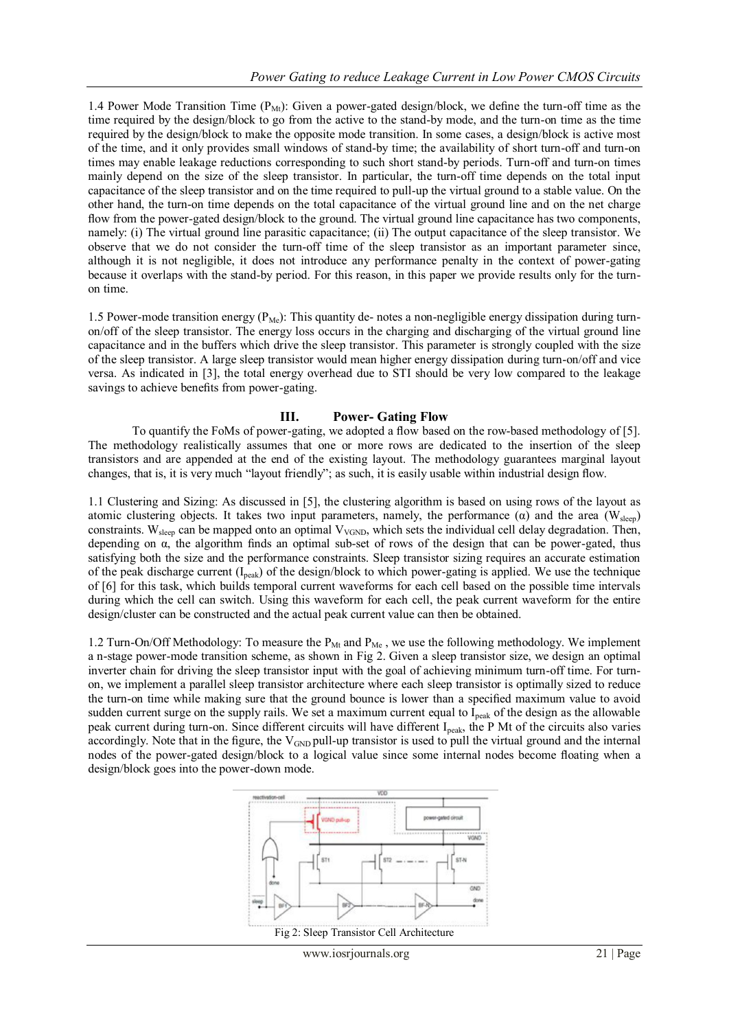1.4 Power Mode Transition Time ($P_{Mt}$): Given a power-gated design/block, we define the turn-off time as the time required by the design/block to go from the active to the stand-by mode, and the turn-on time as the time required by the design/block to make the opposite mode transition. In some cases, a design/block is active most of the time, and it only provides small windows of stand-by time; the availability of short turn-off and turn-on times may enable leakage reductions corresponding to such short stand-by periods. Turn-off and turn-on times mainly depend on the size of the sleep transistor. In particular, the turn-off time depends on the total input capacitance of the sleep transistor and on the time required to pull-up the virtual ground to a stable value. On the other hand, the turn-on time depends on the total capacitance of the virtual ground line and on the net charge flow from the power-gated design/block to the ground. The virtual ground line capacitance has two components, namely: (i) The virtual ground line parasitic capacitance; (ii) The output capacitance of the sleep transistor. We observe that we do not consider the turn-off time of the sleep transistor as an important parameter since, although it is not negligible, it does not introduce any performance penalty in the context of power-gating because it overlaps with the stand-by period. For this reason, in this paper we provide results only for the turn-on time.

1.5 Power-mode transition energy ($P_{Me}$): This quantity de- notes a non-negligible energy dissipation during turn-on/off of the sleep transistor. The energy loss occurs in the charging and discharging of the virtual ground line capacitance and in the buffers which drive the sleep transistor. This parameter is strongly coupled with the size of the sleep transistor. A large sleep transistor would mean higher energy dissipation during turn-on/off and vice versa. As indicated in [3], the total energy overhead due to STI should be very low compared to the leakage savings to achieve benefits from power-gating.

## III. Power- Gating Flow

To quantify the FoMs of power-gating, we adopted a flow based on the row-based methodology of [5]. The methodology realistically assumes that one or more rows are dedicated to the insertion of the sleep transistors and are appended at the end of the existing layout. The methodology guarantees marginal layout changes, that is, it is very much "layout friendly"; as such, it is easily usable within industrial design flow.

1.1 Clustering and Sizing: As discussed in [5], the clustering algorithm is based on using rows of the layout as atomic clustering objects. It takes two input parameters, namely, the performance ($\alpha$) and the area ($W_{sleep}$) constraints. $W_{sleep}$ can be mapped onto an optimal $V_{VGND}$, which sets the individual cell delay degradation. Then, depending on $\alpha$, the algorithm finds an optimal sub-set of rows of the design that can be power-gated, thus satisfying both the size and the performance constraints. Sleep transistor sizing requires an accurate estimation of the peak discharge current ($I_{peak}$) of the design/block to which power-gating is applied. We use the technique of [6] for this task, which builds temporal current waveforms for each cell based on the possible time intervals during which the cell can switch. Using this waveform for each cell, the peak current waveform for the entire design/cluster can be constructed and the actual peak current value can then be obtained.

1.2 Turn-On/Off Methodology: To measure the $P_{Mt}$ and $P_{Me}$ , we use the following methodology. We implement a n-stage power-mode transition scheme, as shown in Fig 2. Given a sleep transistor size, we design an optimal inverter chain for driving the sleep transistor input with the goal of achieving minimum turn-off time. For turn-on, we implement a parallel sleep transistor architecture where each sleep transistor is optimally sized to reduce the turn-on time while making sure that the ground bounce is lower than a specified maximum value to avoid sudden current surge on the supply rails. We set a maximum current equal to $I_{peak}$ of the design as the allowable peak current during turn-on. Since different circuits will have different $I_{peak}$, the P Mt of the circuits also varies accordingly. Note that in the figure, the $V_{GND}$ pull-up transistor is used to pull the virtual ground and the internal nodes of the power-gated design/block to a logical value since some internal nodes become floating when a design/block goes into the power-down mode.

Fig 2: Sleep Transistor Cell Architecture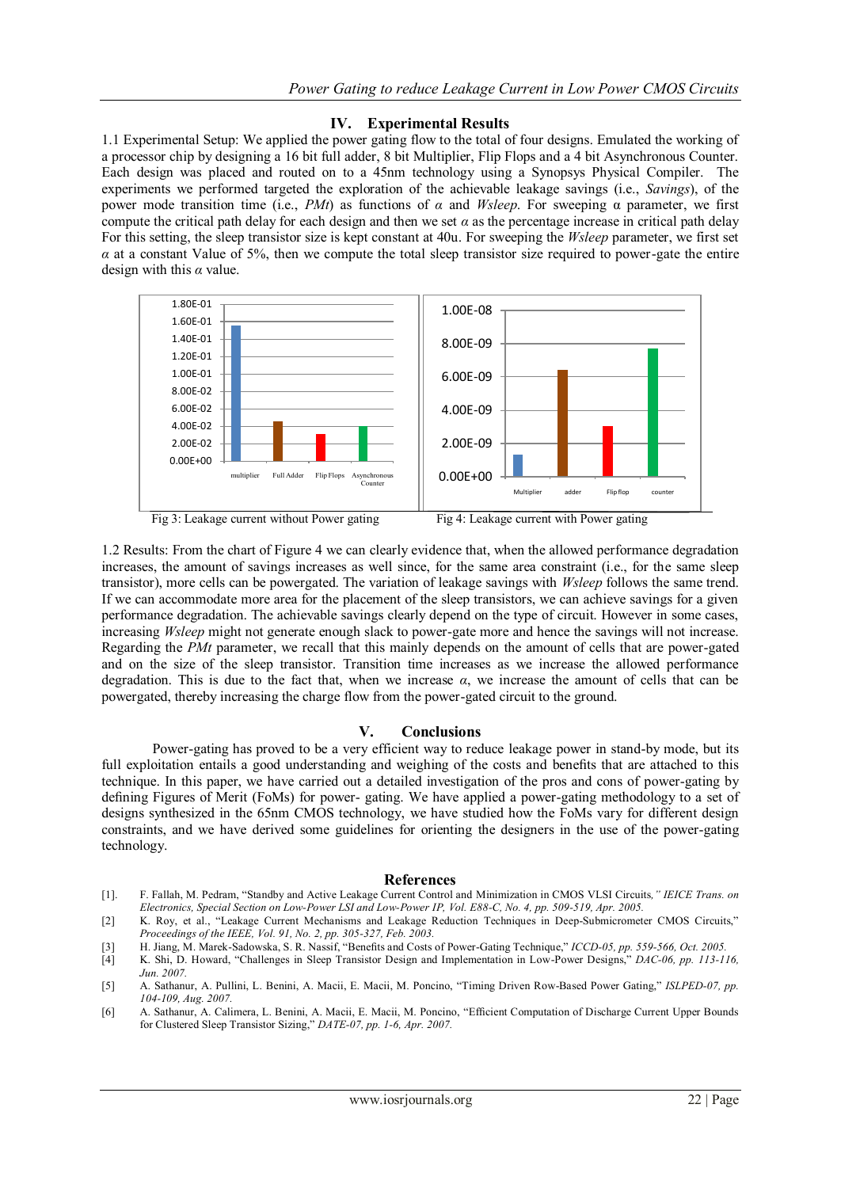## IV. Experimental Results

1.1 Experimental Setup: We applied the power gating flow to the total of four designs. Emulated the working of a processor chip by designing a 16 bit full adder, 8 bit Multiplier, Flip Flops and a 4 bit Asynchronous Counter. Each design was placed and routed on to a 45nm technology using a Synopsys Physical Compiler. The experiments we performed targeted the exploration of the achievable leakage savings (i.e., *Savings*), of the power mode transition time (i.e., *PMt*) as functions of $\alpha$ and *Wsleep*. For sweeping α parameter, we first compute the critical path delay for each design and then we set $\alpha$ as the percentage increase in critical path delay For this setting, the sleep transistor size is kept constant at 40u. For sweeping the *Wsleep* parameter, we first set $\alpha$ at a constant Value of 5%, then we compute the total sleep transistor size required to power-gate the entire design with this $\alpha$ value.

1.80E-01
1.60E-01
1.40E-01
1.20E-01
1.00E-01
8.00E-02
6.00E-02
4.00E-02
2.00E-02
0.00E+00

multiplier
Full Adder
Flip Flops
Asynchronous Counter

Fig 3: Leakage current without Power gating

1.00E-08
8.00E-09
6.00E-09
4.00E-09
2.00E-09
0.00E+00

Multiplier
adder
Flip flop
counter

Fig 4: Leakage current with Power gating

1.2 Results: From the chart of Figure 4 we can clearly evidence that, when the allowed performance degradation increases, the amount of savings increases as well since, for the same area constraint (i.e., for the same sleep transistor), more cells can be powergated. The variation of leakage savings with *Wsleep* follows the same trend. If we can accommodate more area for the placement of the sleep transistors, we can achieve savings for a given performance degradation. The achievable savings clearly depend on the type of circuit. However in some cases, increasing *Wsleep* might not generate enough slack to power-gate more and hence the savings will not increase. Regarding the *PMt* parameter, we recall that this mainly depends on the amount of cells that are power-gated and on the size of the sleep transistor. Transition time increases as we increase the allowed performance degradation. This is due to the fact that, when we increase $\alpha$, we increase the amount of cells that can be powergated, thereby increasing the charge flow from the power-gated circuit to the ground.

## V. Conclusions

Power-gating has proved to be a very efficient way to reduce leakage power in stand-by mode, but its full exploitation entails a good understanding and weighing of the costs and benefits that are attached to this technique. In this paper, we have carried out a detailed investigation of the pros and cons of power-gating by defining Figures of Merit (FoMs) for power- gating. We have applied a power-gating methodology to a set of designs synthesized in the 65nm CMOS technology, we have studied how the FoMs vary for different design constraints, and we have derived some guidelines for orienting the designers in the use of the power-gating technology.

## References

[1]. F. Fallah, M. Pedram, "Standby and Active Leakage Current Control and Minimization in CMOS VLSI Circuits*," IEICE Trans. on Electronics, Special Section on Low-Power LSI and Low-Power IP, Vol. E88-C, No. 4, pp. 509-519, Apr. 2005.*

[2] K. Roy, et al., "Leakage Current Mechanisms and Leakage Reduction Techniques in Deep-Submicrometer CMOS Circuits," *Proceedings of the IEEE, Vol. 91, No. 2, pp. 305-327, Feb. 2003.*

[3] H. Jiang, M. Marek-Sadowska, S. R. Nassif, "Benefits and Costs of Power-Gating Technique," *ICCD-05, pp. 559-566, Oct. 2005.*

[4] K. Shi, D. Howard, "Challenges in Sleep Transistor Design and Implementation in Low-Power Designs," *DAC-06, pp. 113-116, Jun. 2007.*

[5] A. Sathanur, A. Pullini, L. Benini, A. Macii, E. Macii, M. Poncino, "Timing Driven Row-Based Power Gating," *ISLPED-07, pp. 104-109, Aug. 2007.*

[6] A. Sathanur, A. Calimera, L. Benini, A. Macii, E. Macii, M. Poncino, "Efficient Computation of Discharge Current Upper Bounds for Clustered Sleep Transistor Sizing," *DATE-07, pp. 1-6, Apr. 2007.*